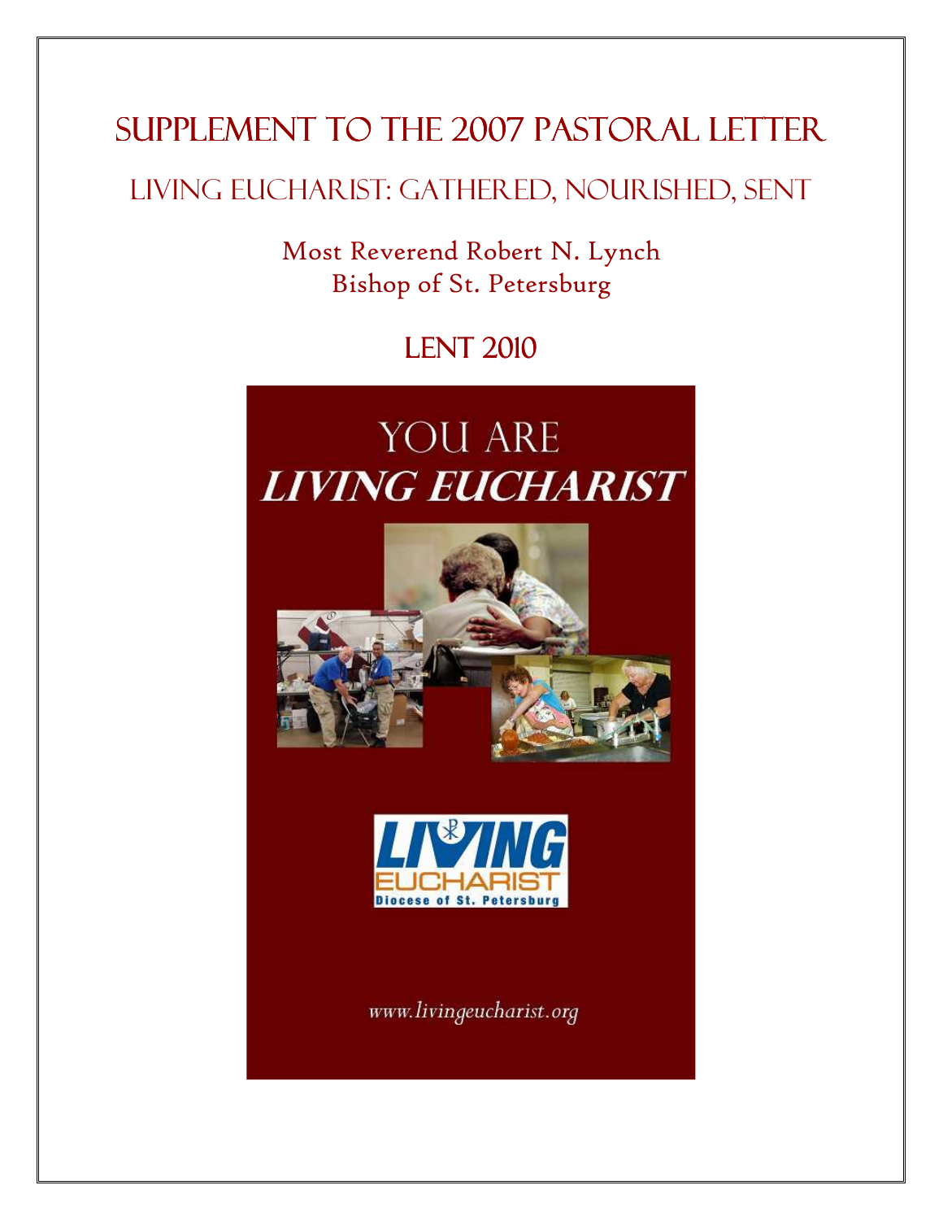# SUPPLEMENT TO THE 2007 PASTORAL LETTER

## LIVING EUCHARIST: GATHERED, NOURISHED, SENT

Most Reverend Robert N. Lynch
Bishop of St. Petersburg

## LENT 2010

YOU ARE
*LIVING EUCHARIST*

LIVING
EUCHARIST
Diocese of St. Petersburg

*www.livingeucharist.org*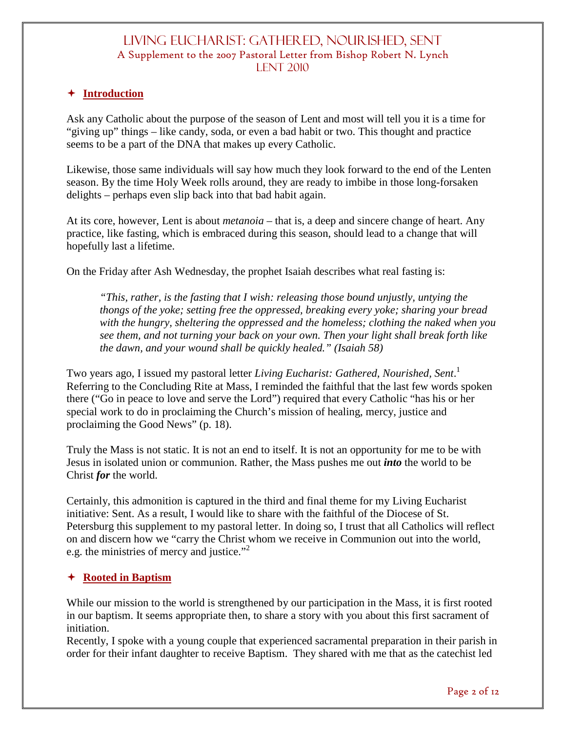# Living Eucharist: Gathered, Nourished, Sent

## A Supplement to the 2007 Pastoral Letter from Bishop Robert N. Lynch

## Lent 2010

### ✦ Introduction

Ask any Catholic about the purpose of the season of Lent and most will tell you it is a time for "giving up" things – like candy, soda, or even a bad habit or two. This thought and practice seems to be a part of the DNA that makes up every Catholic.

Likewise, those same individuals will say how much they look forward to the end of the Lenten season. By the time Holy Week rolls around, they are ready to imbibe in those long-forsaken delights – perhaps even slip back into that bad habit again.

At its core, however, Lent is about *metanoia* – that is, a deep and sincere change of heart. Any practice, like fasting, which is embraced during this season, should lead to a change that will hopefully last a lifetime.

On the Friday after Ash Wednesday, the prophet Isaiah describes what real fasting is:

> *"This, rather, is the fasting that I wish: releasing those bound unjustly, untying the thongs of the yoke; setting free the oppressed, breaking every yoke; sharing your bread with the hungry, sheltering the oppressed and the homeless; clothing the naked when you see them, and not turning your back on your own. Then your light shall break forth like the dawn, and your wound shall be quickly healed." (Isaiah 58)*

Two years ago, I issued my pastoral letter *Living Eucharist: Gathered, Nourished, Sent*.[1] Referring to the Concluding Rite at Mass, I reminded the faithful that the last few words spoken there ("Go in peace to love and serve the Lord") required that every Catholic "has his or her special work to do in proclaiming the Church's mission of healing, mercy, justice and proclaiming the Good News" (p. 18).

Truly the Mass is not static. It is not an end to itself. It is not an opportunity for me to be with Jesus in isolated union or communion. Rather, the Mass pushes me out ***into*** the world to be Christ ***for*** the world.

Certainly, this admonition is captured in the third and final theme for my Living Eucharist initiative: Sent. As a result, I would like to share with the faithful of the Diocese of St. Petersburg this supplement to my pastoral letter. In doing so, I trust that all Catholics will reflect on and discern how we "carry the Christ whom we receive in Communion out into the world, e.g. the ministries of mercy and justice."[2]

### ✦ Rooted in Baptism

While our mission to the world is strengthened by our participation in the Mass, it is first rooted in our baptism. It seems appropriate then, to share a story with you about this first sacrament of initiation.

Recently, I spoke with a young couple that experienced sacramental preparation in their parish in order for their infant daughter to receive Baptism. They shared with me that as the catechist led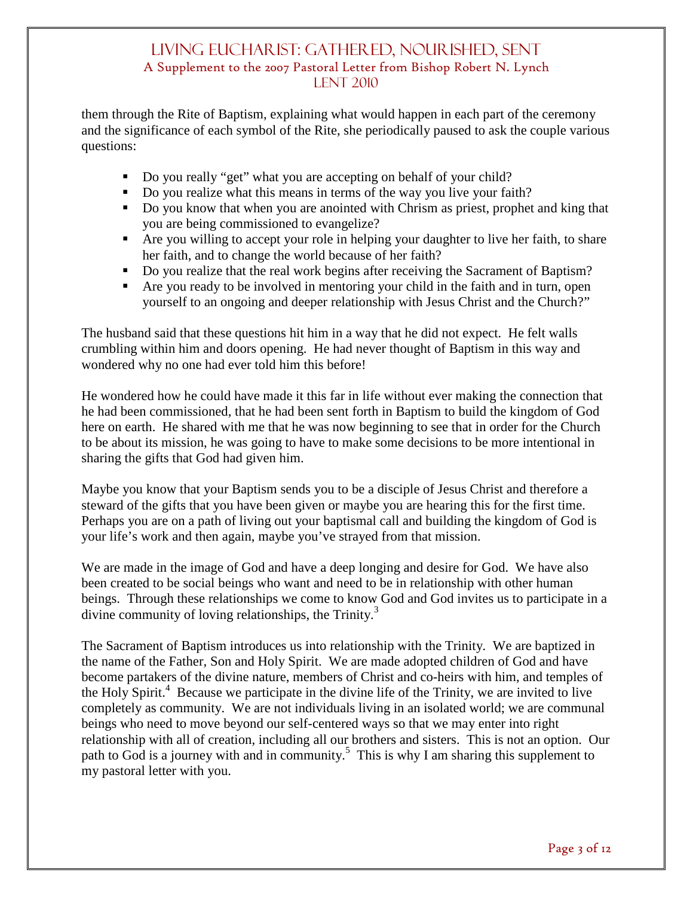them through the Rite of Baptism, explaining what would happen in each part of the ceremony and the significance of each symbol of the Rite, she periodically paused to ask the couple various questions:

- Do you really "get" what you are accepting on behalf of your child?
- Do you realize what this means in terms of the way you live your faith?
- Do you know that when you are anointed with Chrism as priest, prophet and king that you are being commissioned to evangelize?
- Are you willing to accept your role in helping your daughter to live her faith, to share her faith, and to change the world because of her faith?
- Do you realize that the real work begins after receiving the Sacrament of Baptism?
- Are you ready to be involved in mentoring your child in the faith and in turn, open yourself to an ongoing and deeper relationship with Jesus Christ and the Church?"

The husband said that these questions hit him in a way that he did not expect. He felt walls crumbling within him and doors opening. He had never thought of Baptism in this way and wondered why no one had ever told him this before!

He wondered how he could have made it this far in life without ever making the connection that he had been commissioned, that he had been sent forth in Baptism to build the kingdom of God here on earth. He shared with me that he was now beginning to see that in order for the Church to be about its mission, he was going to have to make some decisions to be more intentional in sharing the gifts that God had given him.

Maybe you know that your Baptism sends you to be a disciple of Jesus Christ and therefore a steward of the gifts that you have been given or maybe you are hearing this for the first time. Perhaps you are on a path of living out your baptismal call and building the kingdom of God is your life's work and then again, maybe you've strayed from that mission.

We are made in the image of God and have a deep longing and desire for God. We have also been created to be social beings who want and need to be in relationship with other human beings. Through these relationships we come to know God and God invites us to participate in a divine community of loving relationships, the Trinity.[3]

The Sacrament of Baptism introduces us into relationship with the Trinity. We are baptized in the name of the Father, Son and Holy Spirit. We are made adopted children of God and have become partakers of the divine nature, members of Christ and co-heirs with him, and temples of the Holy Spirit.[4] Because we participate in the divine life of the Trinity, we are invited to live completely as community. We are not individuals living in an isolated world; we are communal beings who need to move beyond our self-centered ways so that we may enter into right relationship with all of creation, including all our brothers and sisters. This is not an option. Our path to God is a journey with and in community.[5] This is why I am sharing this supplement to my pastoral letter with you.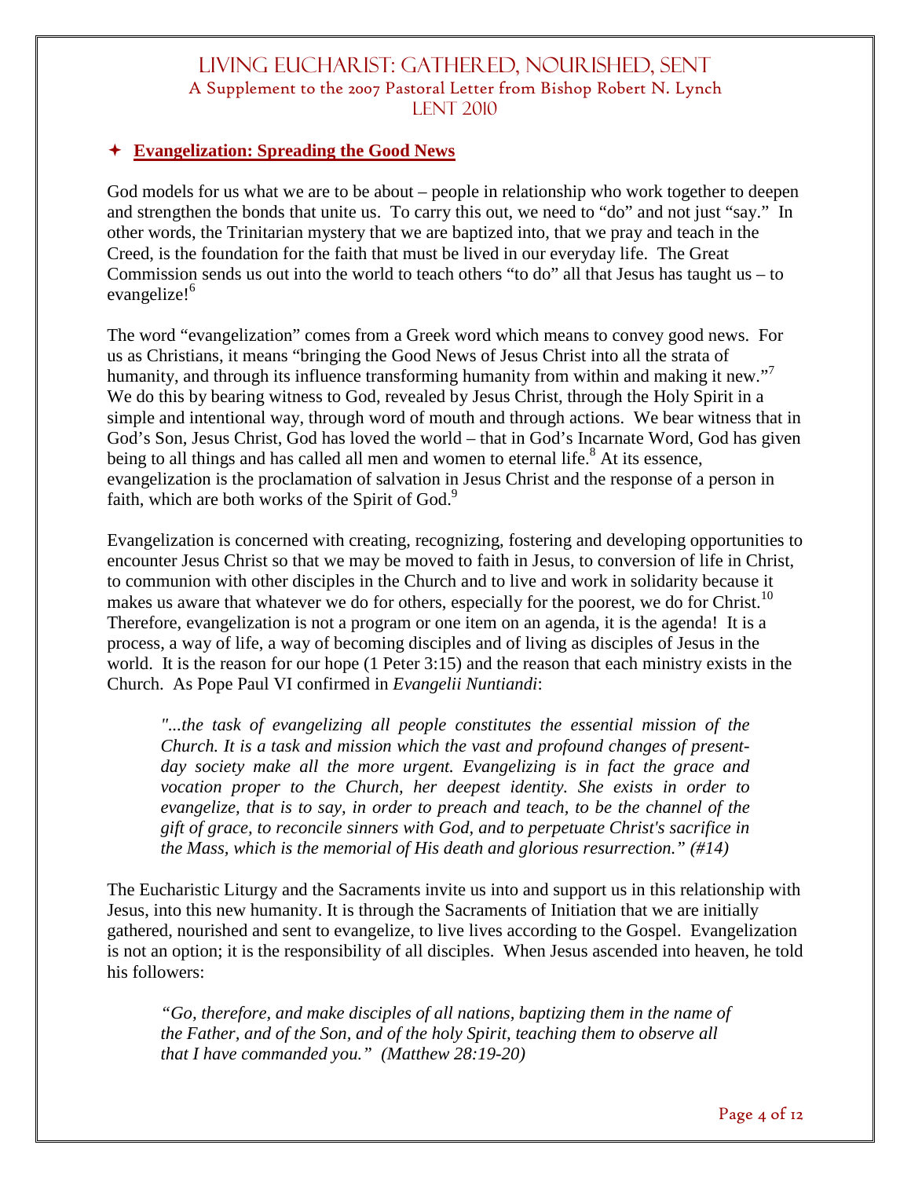## ✦ Evangelization: Spreading the Good News

God models for us what we are to be about – people in relationship who work together to deepen and strengthen the bonds that unite us. To carry this out, we need to "do" and not just "say." In other words, the Trinitarian mystery that we are baptized into, that we pray and teach in the Creed, is the foundation for the faith that must be lived in our everyday life. The Great Commission sends us out into the world to teach others "to do" all that Jesus has taught us – to evangelize![6]

The word "evangelization" comes from a Greek word which means to convey good news. For us as Christians, it means "bringing the Good News of Jesus Christ into all the strata of humanity, and through its influence transforming humanity from within and making it new."[7] We do this by bearing witness to God, revealed by Jesus Christ, through the Holy Spirit in a simple and intentional way, through word of mouth and through actions. We bear witness that in God's Son, Jesus Christ, God has loved the world – that in God's Incarnate Word, God has given being to all things and has called all men and women to eternal life.[8] At its essence, evangelization is the proclamation of salvation in Jesus Christ and the response of a person in faith, which are both works of the Spirit of God.[9]

Evangelization is concerned with creating, recognizing, fostering and developing opportunities to encounter Jesus Christ so that we may be moved to faith in Jesus, to conversion of life in Christ, to communion with other disciples in the Church and to live and work in solidarity because it makes us aware that whatever we do for others, especially for the poorest, we do for Christ.[10] Therefore, evangelization is not a program or one item on an agenda, it is the agenda! It is a process, a way of life, a way of becoming disciples and of living as disciples of Jesus in the world. It is the reason for our hope (1 Peter 3:15) and the reason that each ministry exists in the Church. As Pope Paul VI confirmed in *Evangelii Nuntiandi*:

> *"...the task of evangelizing all people constitutes the essential mission of the Church. It is a task and mission which the vast and profound changes of present-day society make all the more urgent. Evangelizing is in fact the grace and vocation proper to the Church, her deepest identity. She exists in order to evangelize, that is to say, in order to preach and teach, to be the channel of the gift of grace, to reconcile sinners with God, and to perpetuate Christ's sacrifice in the Mass, which is the memorial of His death and glorious resurrection." (#14)*

The Eucharistic Liturgy and the Sacraments invite us into and support us in this relationship with Jesus, into this new humanity. It is through the Sacraments of Initiation that we are initially gathered, nourished and sent to evangelize, to live lives according to the Gospel. Evangelization is not an option; it is the responsibility of all disciples. When Jesus ascended into heaven, he told his followers:

> *"Go, therefore, and make disciples of all nations, baptizing them in the name of the Father, and of the Son, and of the holy Spirit, teaching them to observe all that I have commanded you." (Matthew 28:19-20)*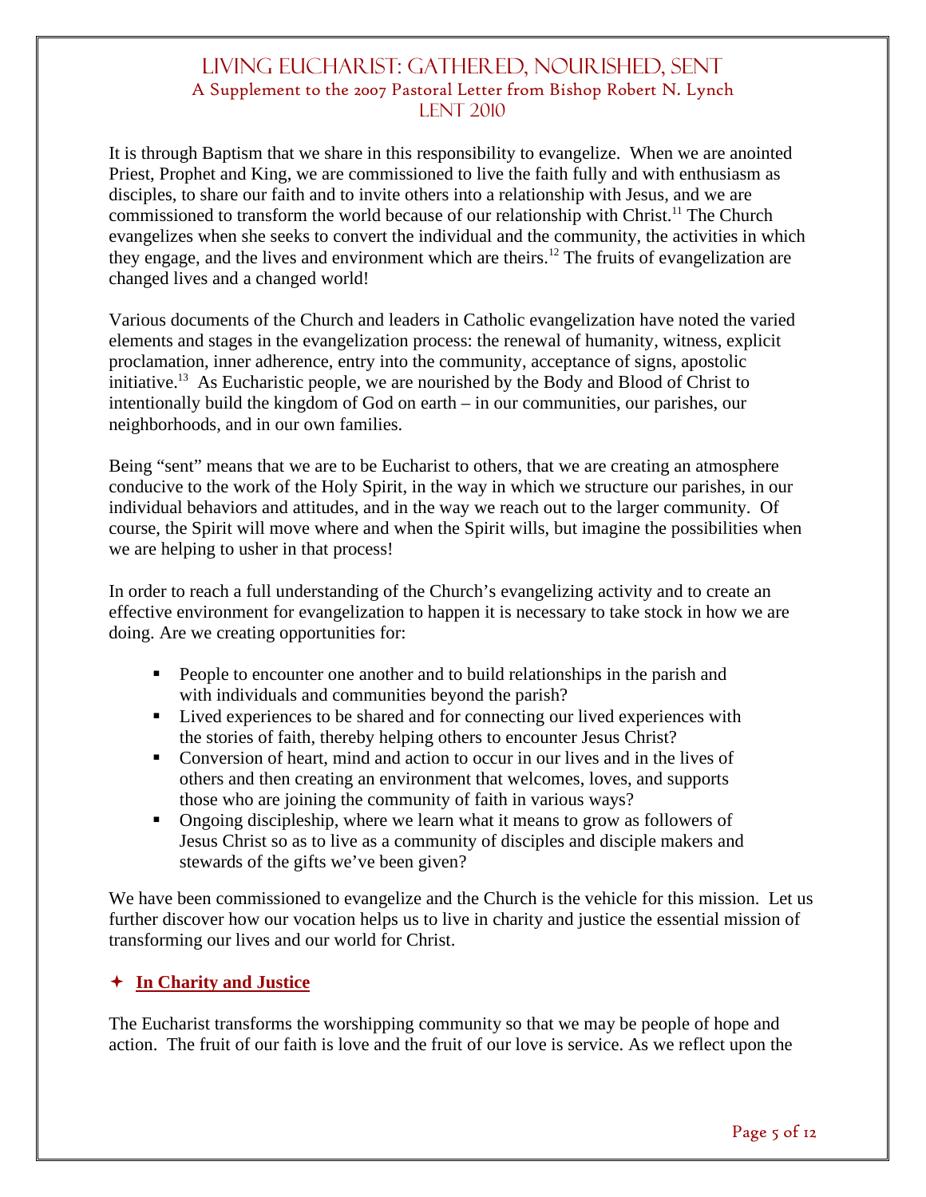It is through Baptism that we share in this responsibility to evangelize. When we are anointed Priest, Prophet and King, we are commissioned to live the faith fully and with enthusiasm as disciples, to share our faith and to invite others into a relationship with Jesus, and we are commissioned to transform the world because of our relationship with Christ.[11] The Church evangelizes when she seeks to convert the individual and the community, the activities in which they engage, and the lives and environment which are theirs.[12] The fruits of evangelization are changed lives and a changed world!

Various documents of the Church and leaders in Catholic evangelization have noted the varied elements and stages in the evangelization process: the renewal of humanity, witness, explicit proclamation, inner adherence, entry into the community, acceptance of signs, apostolic initiative.[13] As Eucharistic people, we are nourished by the Body and Blood of Christ to intentionally build the kingdom of God on earth – in our communities, our parishes, our neighborhoods, and in our own families.

Being "sent" means that we are to be Eucharist to others, that we are creating an atmosphere conducive to the work of the Holy Spirit, in the way in which we structure our parishes, in our individual behaviors and attitudes, and in the way we reach out to the larger community. Of course, the Spirit will move where and when the Spirit wills, but imagine the possibilities when we are helping to usher in that process!

In order to reach a full understanding of the Church's evangelizing activity and to create an effective environment for evangelization to happen it is necessary to take stock in how we are doing. Are we creating opportunities for:

- People to encounter one another and to build relationships in the parish and with individuals and communities beyond the parish?
- Lived experiences to be shared and for connecting our lived experiences with the stories of faith, thereby helping others to encounter Jesus Christ?
- Conversion of heart, mind and action to occur in our lives and in the lives of others and then creating an environment that welcomes, loves, and supports those who are joining the community of faith in various ways?
- Ongoing discipleship, where we learn what it means to grow as followers of Jesus Christ so as to live as a community of disciples and disciple makers and stewards of the gifts we've been given?

We have been commissioned to evangelize and the Church is the vehicle for this mission. Let us further discover how our vocation helps us to live in charity and justice the essential mission of transforming our lives and our world for Christ.

## ✦ In Charity and Justice

The Eucharist transforms the worshipping community so that we may be people of hope and action. The fruit of our faith is love and the fruit of our love is service. As we reflect upon the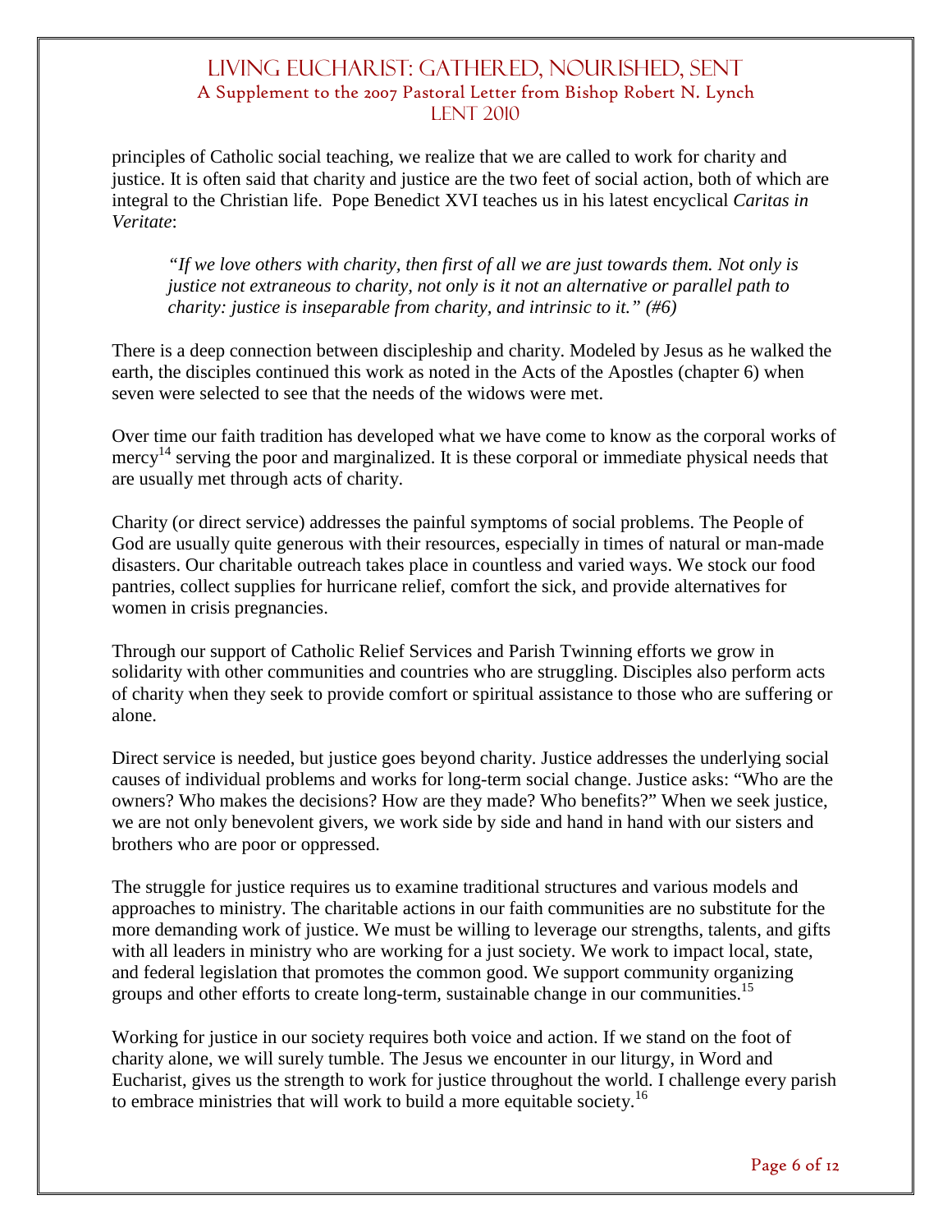principles of Catholic social teaching, we realize that we are called to work for charity and justice. It is often said that charity and justice are the two feet of social action, both of which are integral to the Christian life. Pope Benedict XVI teaches us in his latest encyclical *Caritas in Veritate*:

> *"If we love others with charity, then first of all we are just towards them. Not only is justice not extraneous to charity, not only is it not an alternative or parallel path to charity: justice is inseparable from charity, and intrinsic to it." (#6)*

There is a deep connection between discipleship and charity. Modeled by Jesus as he walked the earth, the disciples continued this work as noted in the Acts of the Apostles (chapter 6) when seven were selected to see that the needs of the widows were met.

Over time our faith tradition has developed what we have come to know as the corporal works of mercy[14] serving the poor and marginalized. It is these corporal or immediate physical needs that are usually met through acts of charity.

Charity (or direct service) addresses the painful symptoms of social problems. The People of God are usually quite generous with their resources, especially in times of natural or man-made disasters. Our charitable outreach takes place in countless and varied ways. We stock our food pantries, collect supplies for hurricane relief, comfort the sick, and provide alternatives for women in crisis pregnancies.

Through our support of Catholic Relief Services and Parish Twinning efforts we grow in solidarity with other communities and countries who are struggling. Disciples also perform acts of charity when they seek to provide comfort or spiritual assistance to those who are suffering or alone.

Direct service is needed, but justice goes beyond charity. Justice addresses the underlying social causes of individual problems and works for long-term social change. Justice asks: "Who are the owners? Who makes the decisions? How are they made? Who benefits?" When we seek justice, we are not only benevolent givers, we work side by side and hand in hand with our sisters and brothers who are poor or oppressed.

The struggle for justice requires us to examine traditional structures and various models and approaches to ministry. The charitable actions in our faith communities are no substitute for the more demanding work of justice. We must be willing to leverage our strengths, talents, and gifts with all leaders in ministry who are working for a just society. We work to impact local, state, and federal legislation that promotes the common good. We support community organizing groups and other efforts to create long-term, sustainable change in our communities.[15]

Working for justice in our society requires both voice and action. If we stand on the foot of charity alone, we will surely tumble. The Jesus we encounter in our liturgy, in Word and Eucharist, gives us the strength to work for justice throughout the world. I challenge every parish to embrace ministries that will work to build a more equitable society.[16]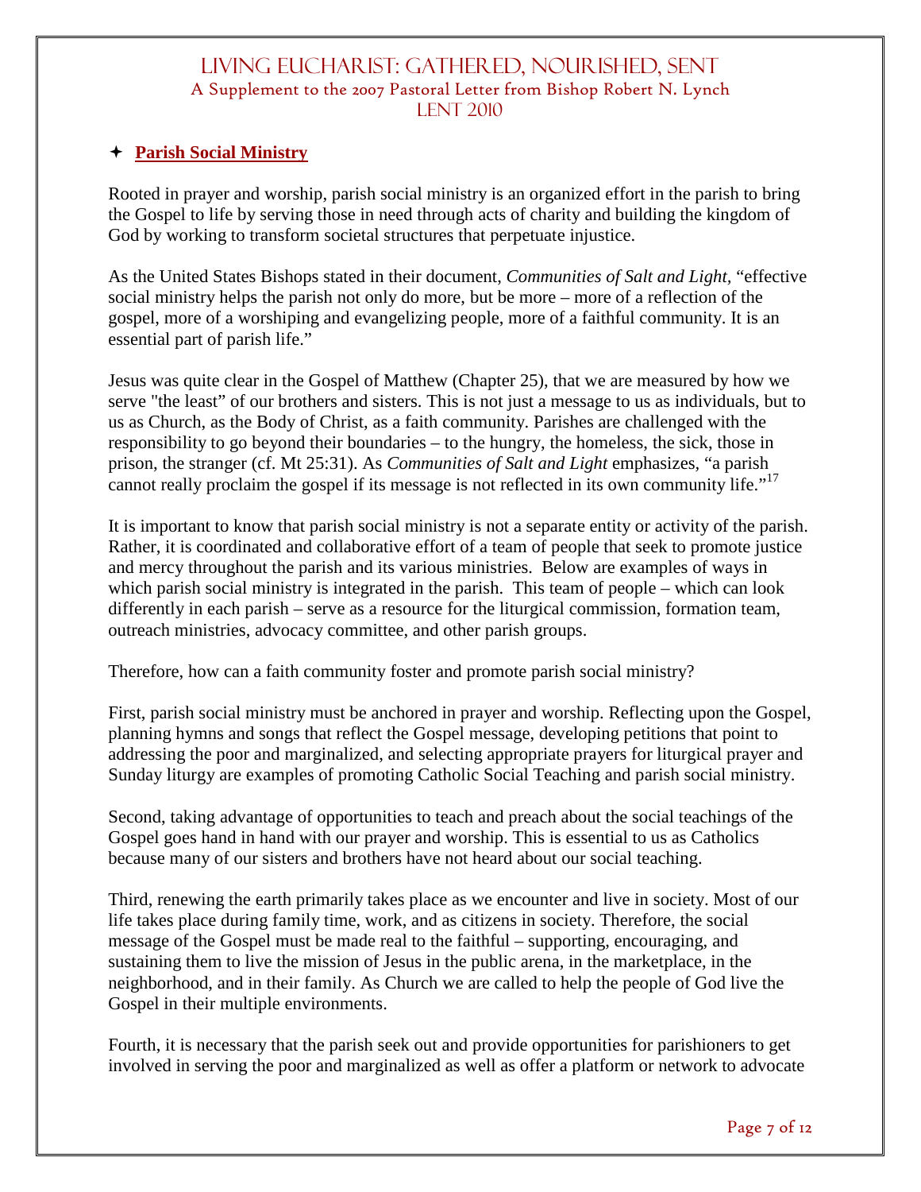## ✦ Parish Social Ministry

Rooted in prayer and worship, parish social ministry is an organized effort in the parish to bring the Gospel to life by serving those in need through acts of charity and building the kingdom of God by working to transform societal structures that perpetuate injustice.

As the United States Bishops stated in their document, *Communities of Salt and Light*, "effective social ministry helps the parish not only do more, but be more – more of a reflection of the gospel, more of a worshiping and evangelizing people, more of a faithful community. It is an essential part of parish life."

Jesus was quite clear in the Gospel of Matthew (Chapter 25), that we are measured by how we serve "the least" of our brothers and sisters. This is not just a message to us as individuals, but to us as Church, as the Body of Christ, as a faith community. Parishes are challenged with the responsibility to go beyond their boundaries – to the hungry, the homeless, the sick, those in prison, the stranger (cf. Mt 25:31). As *Communities of Salt and Light* emphasizes, "a parish cannot really proclaim the gospel if its message is not reflected in its own community life."[17]

It is important to know that parish social ministry is not a separate entity or activity of the parish. Rather, it is coordinated and collaborative effort of a team of people that seek to promote justice and mercy throughout the parish and its various ministries. Below are examples of ways in which parish social ministry is integrated in the parish. This team of people – which can look differently in each parish – serve as a resource for the liturgical commission, formation team, outreach ministries, advocacy committee, and other parish groups.

Therefore, how can a faith community foster and promote parish social ministry?

First, parish social ministry must be anchored in prayer and worship. Reflecting upon the Gospel, planning hymns and songs that reflect the Gospel message, developing petitions that point to addressing the poor and marginalized, and selecting appropriate prayers for liturgical prayer and Sunday liturgy are examples of promoting Catholic Social Teaching and parish social ministry.

Second, taking advantage of opportunities to teach and preach about the social teachings of the Gospel goes hand in hand with our prayer and worship. This is essential to us as Catholics because many of our sisters and brothers have not heard about our social teaching.

Third, renewing the earth primarily takes place as we encounter and live in society. Most of our life takes place during family time, work, and as citizens in society. Therefore, the social message of the Gospel must be made real to the faithful – supporting, encouraging, and sustaining them to live the mission of Jesus in the public arena, in the marketplace, in the neighborhood, and in their family. As Church we are called to help the people of God live the Gospel in their multiple environments.

Fourth, it is necessary that the parish seek out and provide opportunities for parishioners to get involved in serving the poor and marginalized as well as offer a platform or network to advocate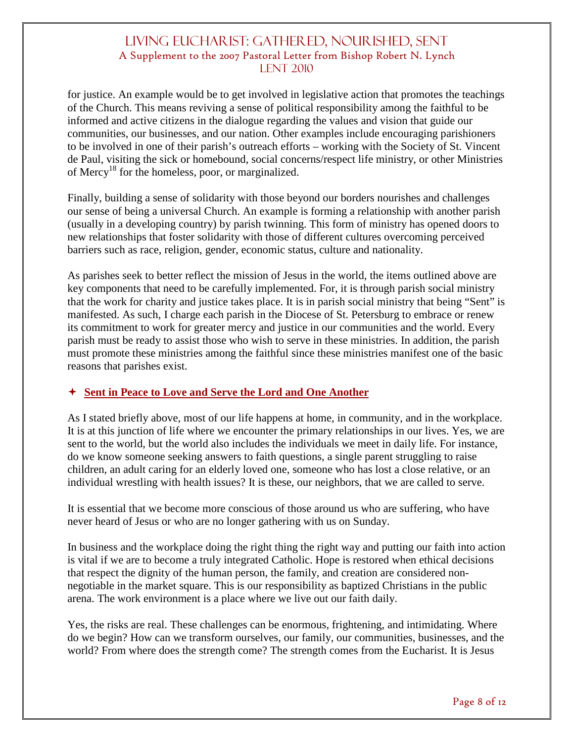for justice. An example would be to get involved in legislative action that promotes the teachings of the Church. This means reviving a sense of political responsibility among the faithful to be informed and active citizens in the dialogue regarding the values and vision that guide our communities, our businesses, and our nation. Other examples include encouraging parishioners to be involved in one of their parish's outreach efforts – working with the Society of St. Vincent de Paul, visiting the sick or homebound, social concerns/respect life ministry, or other Ministries of Mercy[18] for the homeless, poor, or marginalized.

Finally, building a sense of solidarity with those beyond our borders nourishes and challenges our sense of being a universal Church. An example is forming a relationship with another parish (usually in a developing country) by parish twinning. This form of ministry has opened doors to new relationships that foster solidarity with those of different cultures overcoming perceived barriers such as race, religion, gender, economic status, culture and nationality.

As parishes seek to better reflect the mission of Jesus in the world, the items outlined above are key components that need to be carefully implemented. For, it is through parish social ministry that the work for charity and justice takes place. It is in parish social ministry that being "Sent" is manifested. As such, I charge each parish in the Diocese of St. Petersburg to embrace or renew its commitment to work for greater mercy and justice in our communities and the world. Every parish must be ready to assist those who wish to serve in these ministries. In addition, the parish must promote these ministries among the faithful since these ministries manifest one of the basic reasons that parishes exist.

## ✦ Sent in Peace to Love and Serve the Lord and One Another

As I stated briefly above, most of our life happens at home, in community, and in the workplace. It is at this junction of life where we encounter the primary relationships in our lives. Yes, we are sent to the world, but the world also includes the individuals we meet in daily life. For instance, do we know someone seeking answers to faith questions, a single parent struggling to raise children, an adult caring for an elderly loved one, someone who has lost a close relative, or an individual wrestling with health issues? It is these, our neighbors, that we are called to serve.

It is essential that we become more conscious of those around us who are suffering, who have never heard of Jesus or who are no longer gathering with us on Sunday.

In business and the workplace doing the right thing the right way and putting our faith into action is vital if we are to become a truly integrated Catholic. Hope is restored when ethical decisions that respect the dignity of the human person, the family, and creation are considered non-negotiable in the market square. This is our responsibility as baptized Christians in the public arena. The work environment is a place where we live out our faith daily.

Yes, the risks are real. These challenges can be enormous, frightening, and intimidating. Where do we begin? How can we transform ourselves, our family, our communities, businesses, and the world? From where does the strength come? The strength comes from the Eucharist. It is Jesus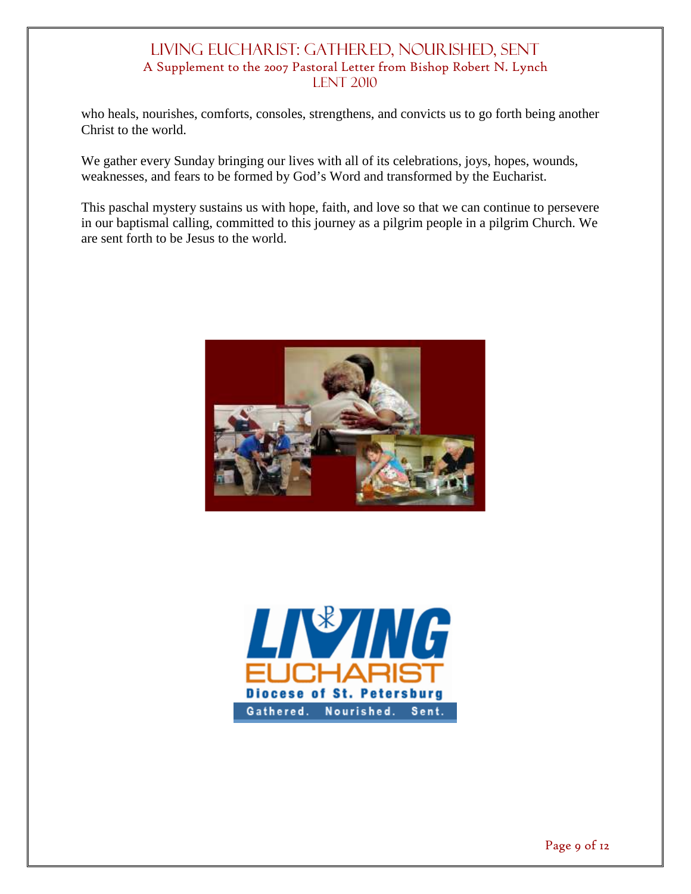who heals, nourishes, comforts, consoles, strengthens, and convicts us to go forth being another Christ to the world.

We gather every Sunday bringing our lives with all of its celebrations, joys, hopes, wounds, weaknesses, and fears to be formed by God's Word and transformed by the Eucharist.

This paschal mystery sustains us with hope, faith, and love so that we can continue to persevere in our baptismal calling, committed to this journey as a pilgrim people in a pilgrim Church. We are sent forth to be Jesus to the world.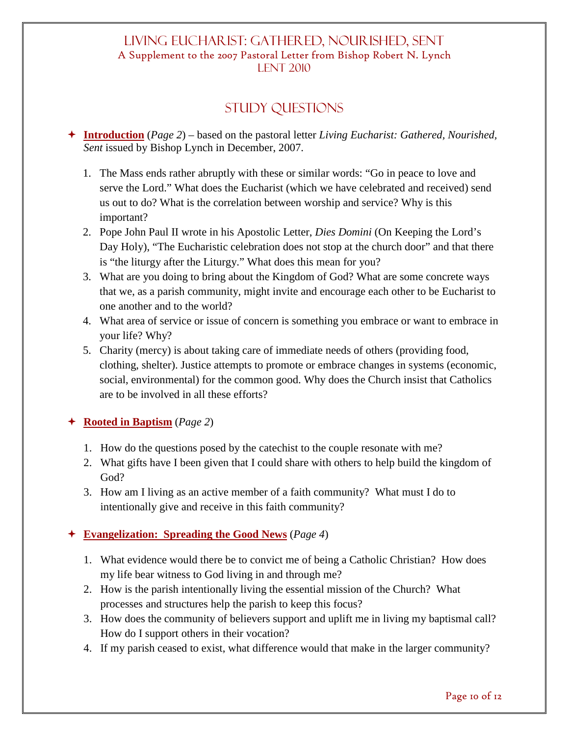# Living Eucharist: Gathered, Nourished, Sent

A Supplement to the 2007 Pastoral Letter from Bishop Robert N. Lynch

Lent 2010

## Study Questions

✦ **Introduction** (*Page 2*) – based on the pastoral letter *Living Eucharist: Gathered, Nourished, Sent* issued by Bishop Lynch in December, 2007.

1. The Mass ends rather abruptly with these or similar words: "Go in peace to love and serve the Lord." What does the Eucharist (which we have celebrated and received) send us out to do? What is the correlation between worship and service? Why is this important?
2. Pope John Paul II wrote in his Apostolic Letter, *Dies Domini* (On Keeping the Lord's Day Holy), "The Eucharistic celebration does not stop at the church door" and that there is "the liturgy after the Liturgy." What does this mean for you?
3. What are you doing to bring about the Kingdom of God? What are some concrete ways that we, as a parish community, might invite and encourage each other to be Eucharist to one another and to the world?
4. What area of service or issue of concern is something you embrace or want to embrace in your life? Why?
5. Charity (mercy) is about taking care of immediate needs of others (providing food, clothing, shelter). Justice attempts to promote or embrace changes in systems (economic, social, environmental) for the common good. Why does the Church insist that Catholics are to be involved in all these efforts?

✦ **Rooted in Baptism** (*Page 2*)

1. How do the questions posed by the catechist to the couple resonate with me?
2. What gifts have I been given that I could share with others to help build the kingdom of God?
3. How am I living as an active member of a faith community? What must I do to intentionally give and receive in this faith community?

✦ **Evangelization: Spreading the Good News** (*Page 4*)

1. What evidence would there be to convict me of being a Catholic Christian? How does my life bear witness to God living in and through me?
2. How is the parish intentionally living the essential mission of the Church? What processes and structures help the parish to keep this focus?
3. How does the community of believers support and uplift me in living my baptismal call? How do I support others in their vocation?
4. If my parish ceased to exist, what difference would that make in the larger community?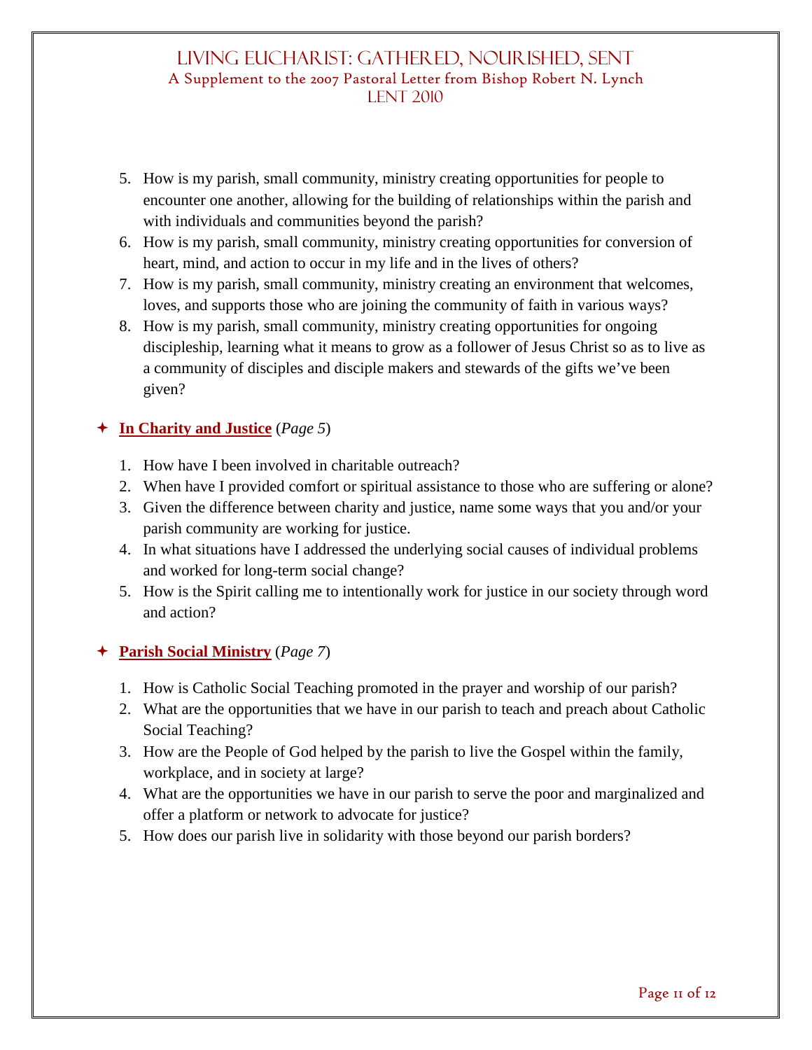5. How is my parish, small community, ministry creating opportunities for people to encounter one another, allowing for the building of relationships within the parish and with individuals and communities beyond the parish?
6. How is my parish, small community, ministry creating opportunities for conversion of heart, mind, and action to occur in my life and in the lives of others?
7. How is my parish, small community, ministry creating an environment that welcomes, loves, and supports those who are joining the community of faith in various ways?
8. How is my parish, small community, ministry creating opportunities for ongoing discipleship, learning what it means to grow as a follower of Jesus Christ so as to live as a community of disciples and disciple makers and stewards of the gifts we've been given?

### ✦ **In Charity and Justice** (*Page 5*)

1. How have I been involved in charitable outreach?
2. When have I provided comfort or spiritual assistance to those who are suffering or alone?
3. Given the difference between charity and justice, name some ways that you and/or your parish community are working for justice.
4. In what situations have I addressed the underlying social causes of individual problems and worked for long-term social change?
5. How is the Spirit calling me to intentionally work for justice in our society through word and action?

### ✦ **Parish Social Ministry** (*Page 7*)

1. How is Catholic Social Teaching promoted in the prayer and worship of our parish?
2. What are the opportunities that we have in our parish to teach and preach about Catholic Social Teaching?
3. How are the People of God helped by the parish to live the Gospel within the family, workplace, and in society at large?
4. What are the opportunities we have in our parish to serve the poor and marginalized and offer a platform or network to advocate for justice?
5. How does our parish live in solidarity with those beyond our parish borders?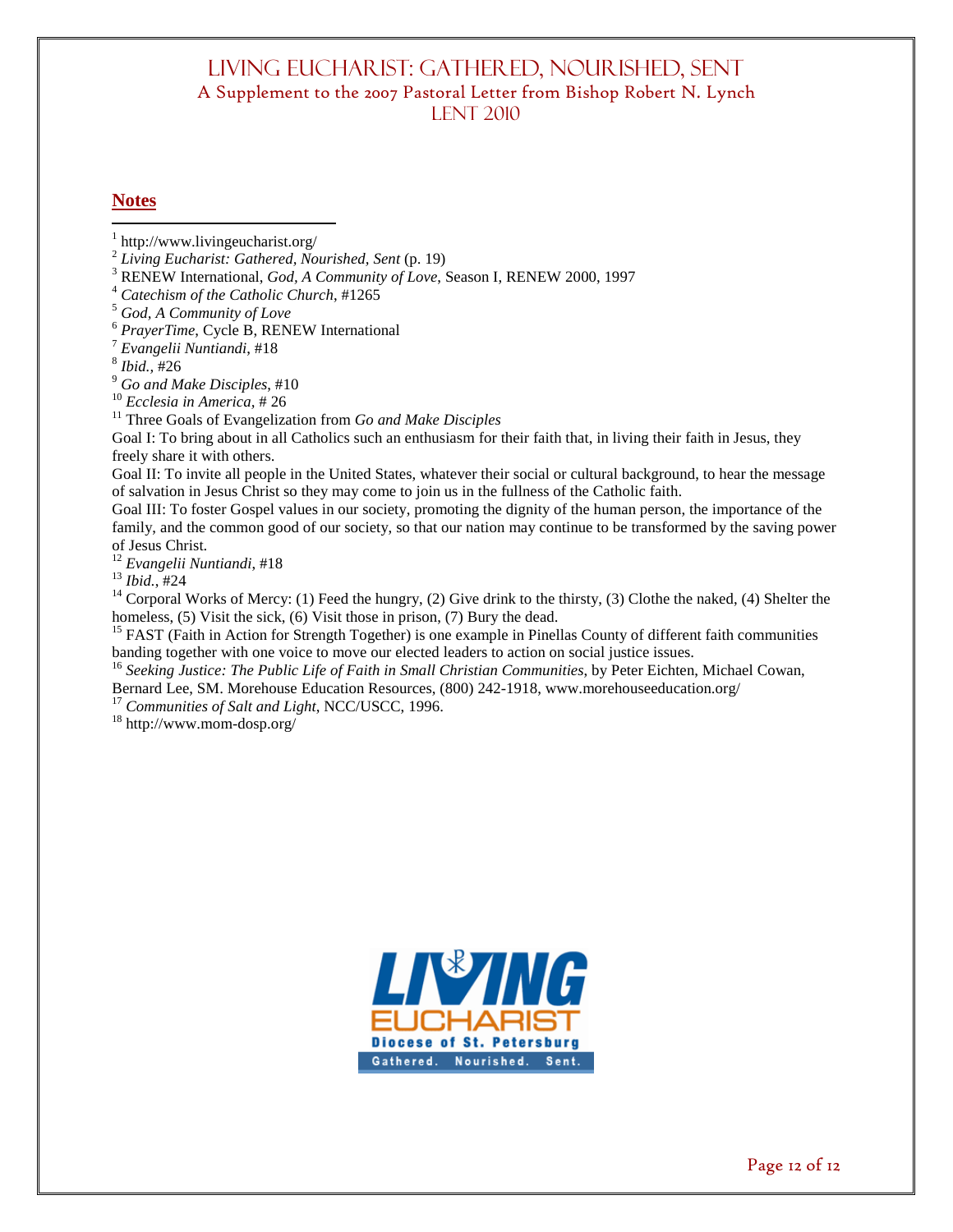## Notes

[1] http://www.livingeucharist.org/

[2] *Living Eucharist: Gathered, Nourished, Sent* (p. 19)

[3] RENEW International, *God, A Community of Love*, Season I, RENEW 2000, 1997

[4] *Catechism of the Catholic Church*, #1265

[5] *God, A Community of Love*

[6] *PrayerTime*, Cycle B, RENEW International

[7] *Evangelii Nuntiandi*, #18

[8] *Ibid.*, #26

[9] *Go and Make Disciples*, #10

[10] *Ecclesia in America*, # 26

[11] Three Goals of Evangelization from *Go and Make Disciples*

Goal I: To bring about in all Catholics such an enthusiasm for their faith that, in living their faith in Jesus, they freely share it with others.

Goal II: To invite all people in the United States, whatever their social or cultural background, to hear the message of salvation in Jesus Christ so they may come to join us in the fullness of the Catholic faith.

Goal III: To foster Gospel values in our society, promoting the dignity of the human person, the importance of the family, and the common good of our society, so that our nation may continue to be transformed by the saving power of Jesus Christ.

[12] *Evangelii Nuntiandi*, #18

[13] *Ibid.*, #24

[14] Corporal Works of Mercy: (1) Feed the hungry, (2) Give drink to the thirsty, (3) Clothe the naked, (4) Shelter the homeless, (5) Visit the sick, (6) Visit those in prison, (7) Bury the dead.

[15] FAST (Faith in Action for Strength Together) is one example in Pinellas County of different faith communities banding together with one voice to move our elected leaders to action on social justice issues.

[16] *Seeking Justice: The Public Life of Faith in Small Christian Communities*, by Peter Eichten, Michael Cowan, Bernard Lee, SM. Morehouse Education Resources, (800) 242-1918, www.morehouseeducation.org/

[17] *Communities of Salt and Light*, NCC/USCC, 1996.

[18] http://www.mom-dosp.org/